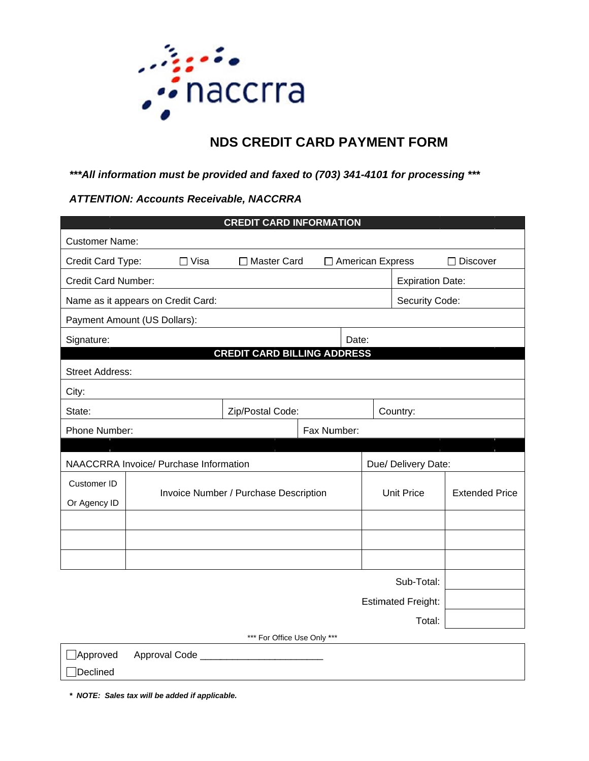naccrra

# NDS CREDIT CARD PAYMENT FORM

***All information must be provided and faxed to (703) 341-4101 for processing ***

***ATTENTION: Accounts Receivable, NACCRRA***

| CREDIT CARD INFORMATION | | |
|---|---|---|
| Customer Name: | | |
| Credit Card Type: ☐ Visa ☐ Master Card ☐ American Express ☐ Discover | | |
| Credit Card Number: | | Expiration Date: |
| Name as it appears on Credit Card: | | Security Code: |
| Payment Amount (US Dollars): | | |
| Signature: | Date: | |

| CREDIT CARD BILLING ADDRESS | | |
|---|---|---|
| Street Address: | | |
| City: | | |
| State: | Zip/Postal Code: | Country: |
| Phone Number: | Fax Number: | |

| NAACCRRA Invoice/ Purchase Information | | Due/ Delivery Date: | |
|---|---|---|---|
| Customer ID Or Agency ID | Invoice Number / Purchase Description | Unit Price | Extended Price |
| | | | |
| | | | |
| | | | |
| | | Sub-Total: | |
| | | Estimated Freight: | |
| | | Total: | |

*** For Office Use Only ***

☐Approved Approval Code _______________________

☐Declined

***\* NOTE: Sales tax will be added if applicable.***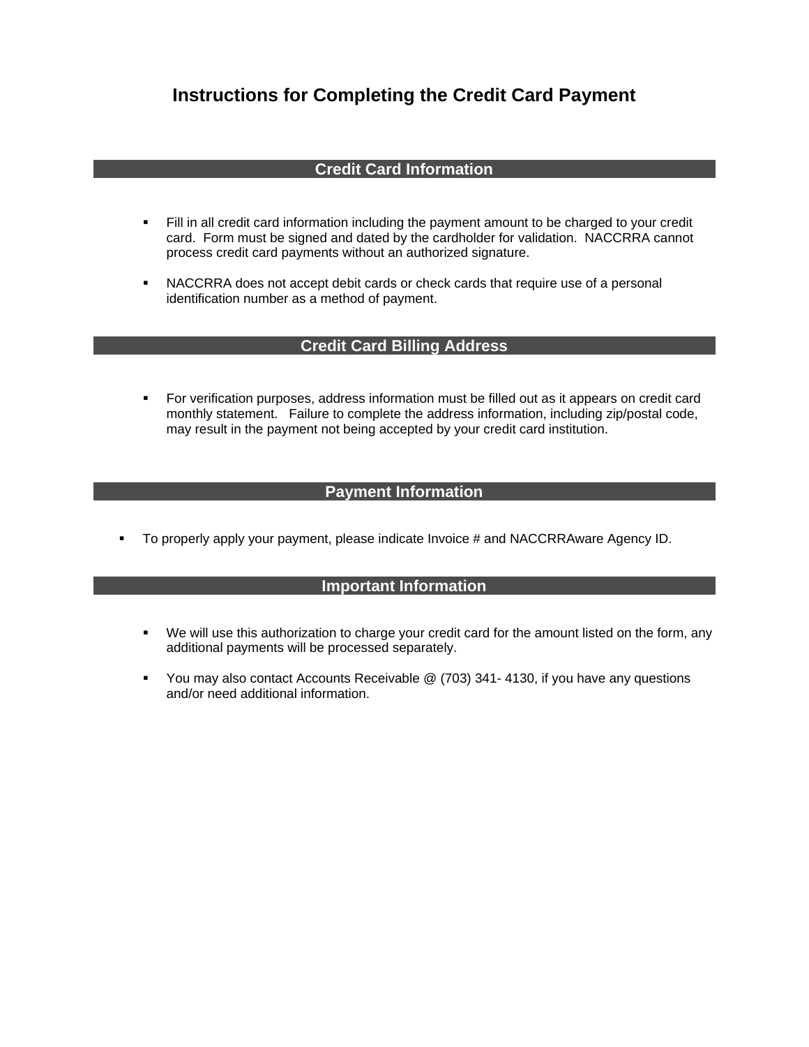# Instructions for Completing the Credit Card Payment

## Credit Card Information

- Fill in all credit card information including the payment amount to be charged to your credit card. Form must be signed and dated by the cardholder for validation. NACCRRA cannot process credit card payments without an authorized signature.

- NACCRRA does not accept debit cards or check cards that require use of a personal identification number as a method of payment.

## Credit Card Billing Address

- For verification purposes, address information must be filled out as it appears on credit card monthly statement. Failure to complete the address information, including zip/postal code, may result in the payment not being accepted by your credit card institution.

## Payment Information

- To properly apply your payment, please indicate Invoice # and NACCRRAware Agency ID.

## Important Information

- We will use this authorization to charge your credit card for the amount listed on the form, any additional payments will be processed separately.

- You may also contact Accounts Receivable @ (703) 341- 4130, if you have any questions and/or need additional information.